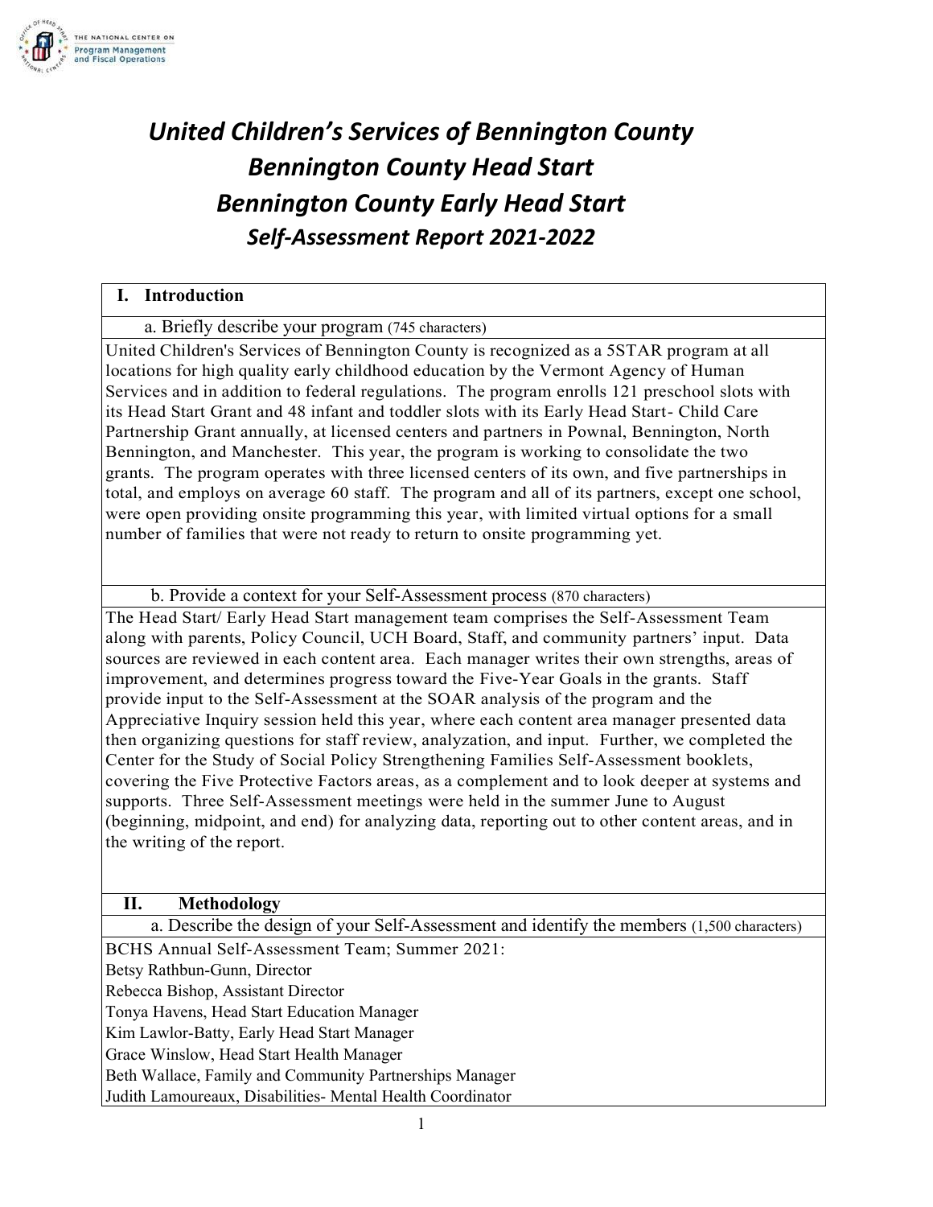# United Children's Services of Bennington County
# Bennington County Head Start
# Bennington County Early Head Start
## Self-Assessment Report 2021-2022

## I. Introduction

### a. Briefly describe your program (745 characters)

United Children's Services of Bennington County is recognized as a 5STAR program at all locations for high quality early childhood education by the Vermont Agency of Human Services and in addition to federal regulations. The program enrolls 121 preschool slots with its Head Start Grant and 48 infant and toddler slots with its Early Head Start- Child Care Partnership Grant annually, at licensed centers and partners in Pownal, Bennington, North Bennington, and Manchester. This year, the program is working to consolidate the two grants. The program operates with three licensed centers of its own, and five partnerships in total, and employs on average 60 staff. The program and all of its partners, except one school, were open providing onsite programming this year, with limited virtual options for a small number of families that were not ready to return to onsite programming yet.

### b. Provide a context for your Self-Assessment process (870 characters)

The Head Start/ Early Head Start management team comprises the Self-Assessment Team along with parents, Policy Council, UCH Board, Staff, and community partners' input. Data sources are reviewed in each content area. Each manager writes their own strengths, areas of improvement, and determines progress toward the Five-Year Goals in the grants. Staff provide input to the Self-Assessment at the SOAR analysis of the program and the Appreciative Inquiry session held this year, where each content area manager presented data then organizing questions for staff review, analyzation, and input. Further, we completed the Center for the Study of Social Policy Strengthening Families Self-Assessment booklets, covering the Five Protective Factors areas, as a complement and to look deeper at systems and supports. Three Self-Assessment meetings were held in the summer June to August (beginning, midpoint, and end) for analyzing data, reporting out to other content areas, and in the writing of the report.

## II. Methodology

### a. Describe the design of your Self-Assessment and identify the members (1,500 characters)

BCHS Annual Self-Assessment Team; Summer 2021:
Betsy Rathbun-Gunn, Director
Rebecca Bishop, Assistant Director
Tonya Havens, Head Start Education Manager
Kim Lawlor-Batty, Early Head Start Manager
Grace Winslow, Head Start Health Manager
Beth Wallace, Family and Community Partnerships Manager
Judith Lamoureaux, Disabilities- Mental Health Coordinator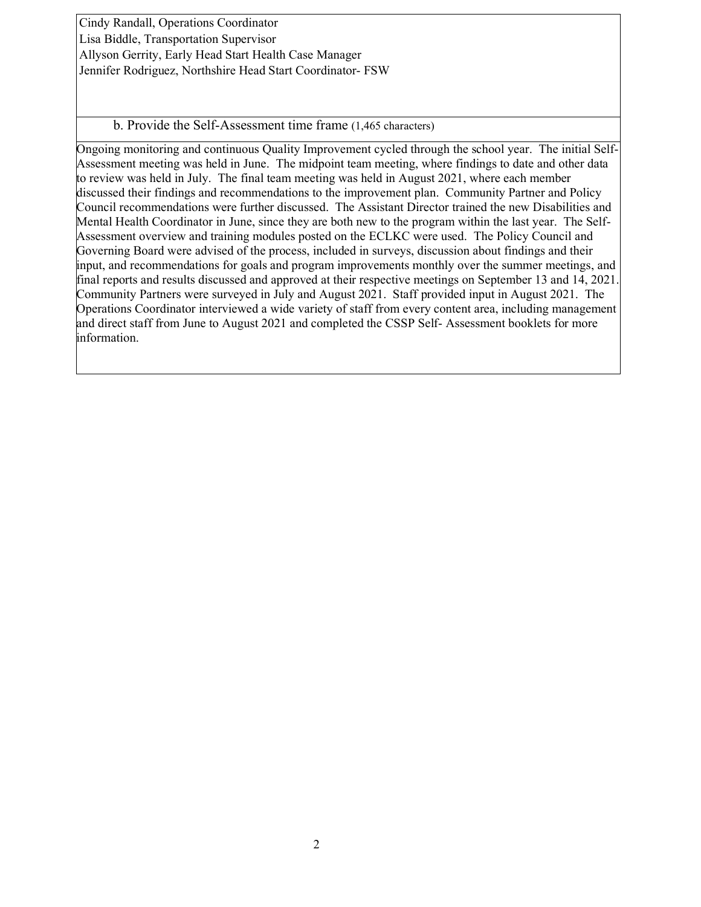Cindy Randall, Operations Coordinator
Lisa Biddle, Transportation Supervisor
Allyson Gerrity, Early Head Start Health Case Manager
Jennifer Rodriguez, Northshire Head Start Coordinator- FSW

b. Provide the Self-Assessment time frame (1,465 characters)

Ongoing monitoring and continuous Quality Improvement cycled through the school year. The initial Self-Assessment meeting was held in June. The midpoint team meeting, where findings to date and other data to review was held in July. The final team meeting was held in August 2021, where each member discussed their findings and recommendations to the improvement plan. Community Partner and Policy Council recommendations were further discussed. The Assistant Director trained the new Disabilities and Mental Health Coordinator in June, since they are both new to the program within the last year. The Self-Assessment overview and training modules posted on the ECLKC were used. The Policy Council and Governing Board were advised of the process, included in surveys, discussion about findings and their input, and recommendations for goals and program improvements monthly over the summer meetings, and final reports and results discussed and approved at their respective meetings on September 13 and 14, 2021. Community Partners were surveyed in July and August 2021. Staff provided input in August 2021. The Operations Coordinator interviewed a wide variety of staff from every content area, including management and direct staff from June to August 2021 and completed the CSSP Self- Assessment booklets for more information.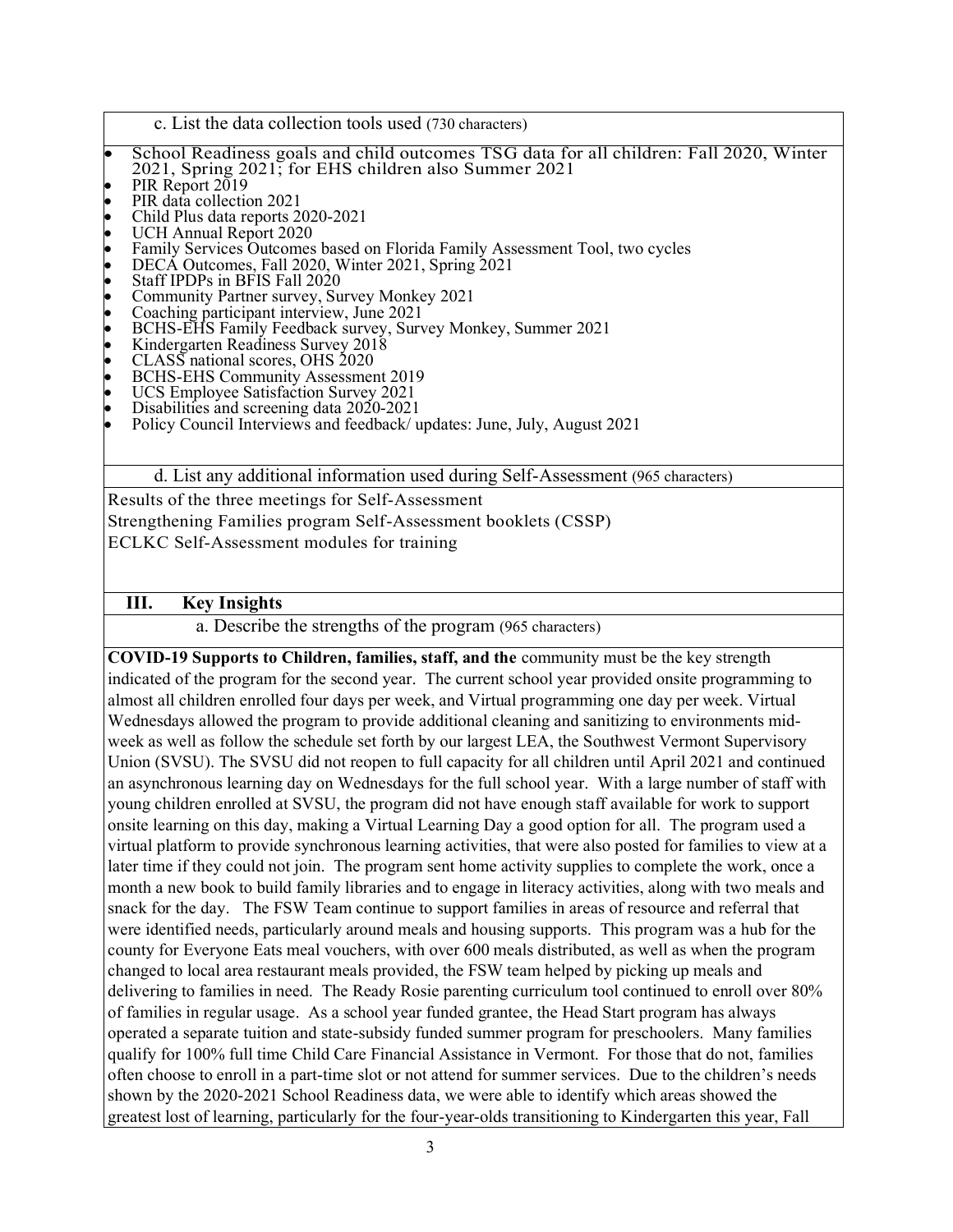c. List the data collection tools used (730 characters)

- School Readiness goals and child outcomes TSG data for all children: Fall 2020, Winter 2021, Spring 2021; for EHS children also Summer 2021
- PIR Report 2019
- PIR data collection 2021
- Child Plus data reports 2020-2021
- UCH Annual Report 2020
- Family Services Outcomes based on Florida Family Assessment Tool, two cycles
- DECA Outcomes, Fall 2020, Winter 2021, Spring 2021
- Staff IPDPs in BFIS Fall 2020
- Community Partner survey, Survey Monkey 2021
- Coaching participant interview, June 2021
- BCHS-EHS Family Feedback survey, Survey Monkey, Summer 2021
- Kindergarten Readiness Survey 2018
- CLASS national scores, OHS 2020
- BCHS-EHS Community Assessment 2019
- UCS Employee Satisfaction Survey 2021
- Disabilities and screening data 2020-2021
- Policy Council Interviews and feedback/ updates: June, July, August 2021

d. List any additional information used during Self-Assessment (965 characters)

Results of the three meetings for Self-Assessment

Strengthening Families program Self-Assessment booklets (CSSP)

ECLKC Self-Assessment modules for training

## III. Key Insights

a. Describe the strengths of the program (965 characters)

**COVID-19 Supports to Children, families, staff, and the** community must be the key strength indicated of the program for the second year. The current school year provided onsite programming to almost all children enrolled four days per week, and Virtual programming one day per week. Virtual Wednesdays allowed the program to provide additional cleaning and sanitizing to environments mid-week as well as follow the schedule set forth by our largest LEA, the Southwest Vermont Supervisory Union (SVSU). The SVSU did not reopen to full capacity for all children until April 2021 and continued an asynchronous learning day on Wednesdays for the full school year. With a large number of staff with young children enrolled at SVSU, the program did not have enough staff available for work to support onsite learning on this day, making a Virtual Learning Day a good option for all. The program used a virtual platform to provide synchronous learning activities, that were also posted for families to view at a later time if they could not join. The program sent home activity supplies to complete the work, once a month a new book to build family libraries and to engage in literacy activities, along with two meals and snack for the day. The FSW Team continue to support families in areas of resource and referral that were identified needs, particularly around meals and housing supports. This program was a hub for the county for Everyone Eats meal vouchers, with over 600 meals distributed, as well as when the program changed to local area restaurant meals provided, the FSW team helped by picking up meals and delivering to families in need. The Ready Rosie parenting curriculum tool continued to enroll over 80% of families in regular usage. As a school year funded grantee, the Head Start program has always operated a separate tuition and state-subsidy funded summer program for preschoolers. Many families qualify for 100% full time Child Care Financial Assistance in Vermont. For those that do not, families often choose to enroll in a part-time slot or not attend for summer services. Due to the children's needs shown by the 2020-2021 School Readiness data, we were able to identify which areas showed the greatest lost of learning, particularly for the four-year-olds transitioning to Kindergarten this year, Fall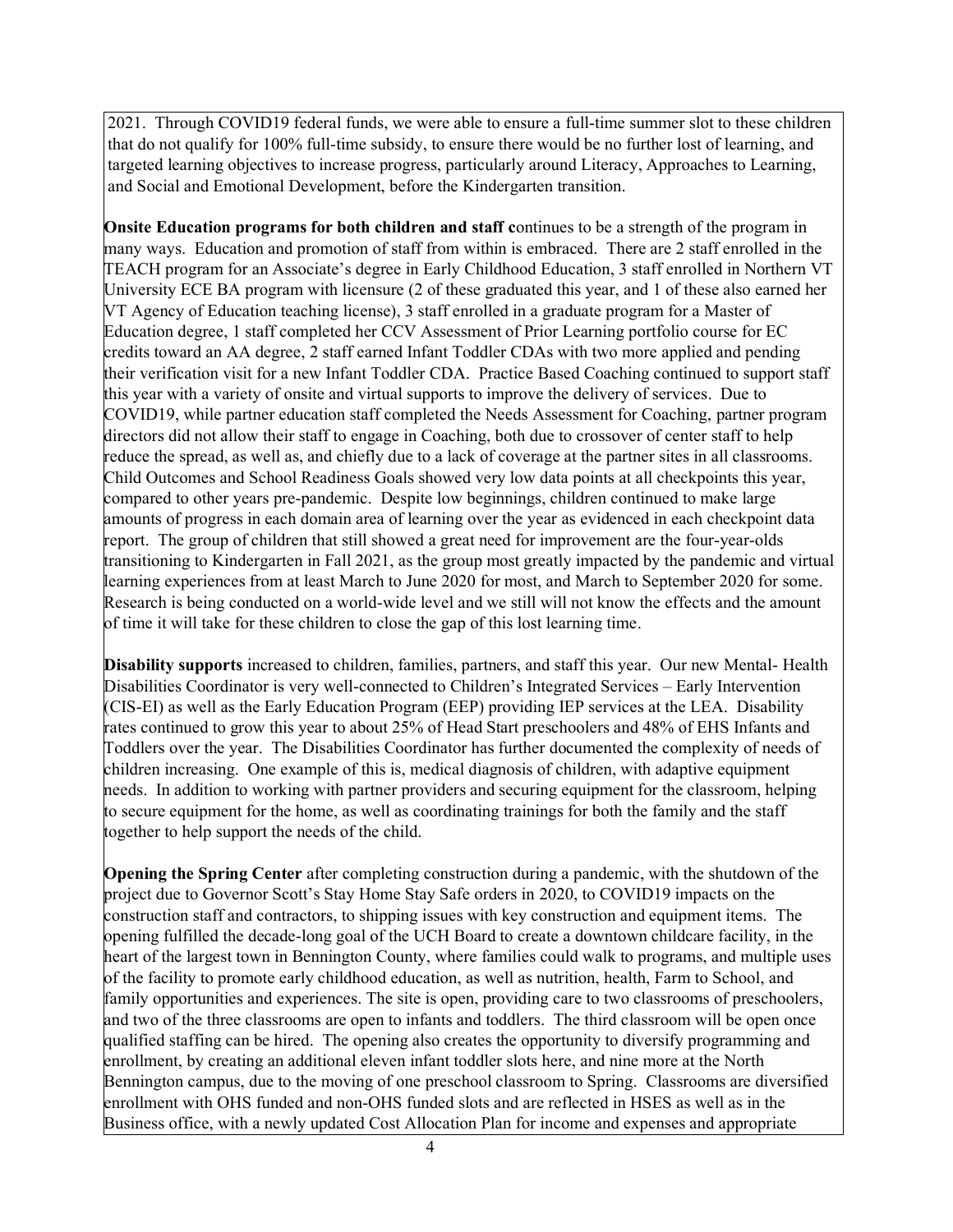2021. Through COVID19 federal funds, we were able to ensure a full-time summer slot to these children that do not qualify for 100% full-time subsidy, to ensure there would be no further lost of learning, and targeted learning objectives to increase progress, particularly around Literacy, Approaches to Learning, and Social and Emotional Development, before the Kindergarten transition.

**Onsite Education programs for both children and staff c**ontinues to be a strength of the program in many ways. Education and promotion of staff from within is embraced. There are 2 staff enrolled in the TEACH program for an Associate's degree in Early Childhood Education, 3 staff enrolled in Northern VT University ECE BA program with licensure (2 of these graduated this year, and 1 of these also earned her VT Agency of Education teaching license), 3 staff enrolled in a graduate program for a Master of Education degree, 1 staff completed her CCV Assessment of Prior Learning portfolio course for EC credits toward an AA degree, 2 staff earned Infant Toddler CDAs with two more applied and pending their verification visit for a new Infant Toddler CDA. Practice Based Coaching continued to support staff this year with a variety of onsite and virtual supports to improve the delivery of services. Due to COVID19, while partner education staff completed the Needs Assessment for Coaching, partner program directors did not allow their staff to engage in Coaching, both due to crossover of center staff to help reduce the spread, as well as, and chiefly due to a lack of coverage at the partner sites in all classrooms. Child Outcomes and School Readiness Goals showed very low data points at all checkpoints this year, compared to other years pre-pandemic. Despite low beginnings, children continued to make large amounts of progress in each domain area of learning over the year as evidenced in each checkpoint data report. The group of children that still showed a great need for improvement are the four-year-olds transitioning to Kindergarten in Fall 2021, as the group most greatly impacted by the pandemic and virtual learning experiences from at least March to June 2020 for most, and March to September 2020 for some. Research is being conducted on a world-wide level and we still will not know the effects and the amount of time it will take for these children to close the gap of this lost learning time.

**Disability supports** increased to children, families, partners, and staff this year. Our new Mental- Health Disabilities Coordinator is very well-connected to Children's Integrated Services – Early Intervention (CIS-EI) as well as the Early Education Program (EEP) providing IEP services at the LEA. Disability rates continued to grow this year to about 25% of Head Start preschoolers and 48% of EHS Infants and Toddlers over the year. The Disabilities Coordinator has further documented the complexity of needs of children increasing. One example of this is, medical diagnosis of children, with adaptive equipment needs. In addition to working with partner providers and securing equipment for the classroom, helping to secure equipment for the home, as well as coordinating trainings for both the family and the staff together to help support the needs of the child.

**Opening the Spring Center** after completing construction during a pandemic, with the shutdown of the project due to Governor Scott's Stay Home Stay Safe orders in 2020, to COVID19 impacts on the construction staff and contractors, to shipping issues with key construction and equipment items. The opening fulfilled the decade-long goal of the UCH Board to create a downtown childcare facility, in the heart of the largest town in Bennington County, where families could walk to programs, and multiple uses of the facility to promote early childhood education, as well as nutrition, health, Farm to School, and family opportunities and experiences. The site is open, providing care to two classrooms of preschoolers, and two of the three classrooms are open to infants and toddlers. The third classroom will be open once qualified staffing can be hired. The opening also creates the opportunity to diversify programming and enrollment, by creating an additional eleven infant toddler slots here, and nine more at the North Bennington campus, due to the moving of one preschool classroom to Spring. Classrooms are diversified enrollment with OHS funded and non-OHS funded slots and are reflected in HSES as well as in the Business office, with a newly updated Cost Allocation Plan for income and expenses and appropriate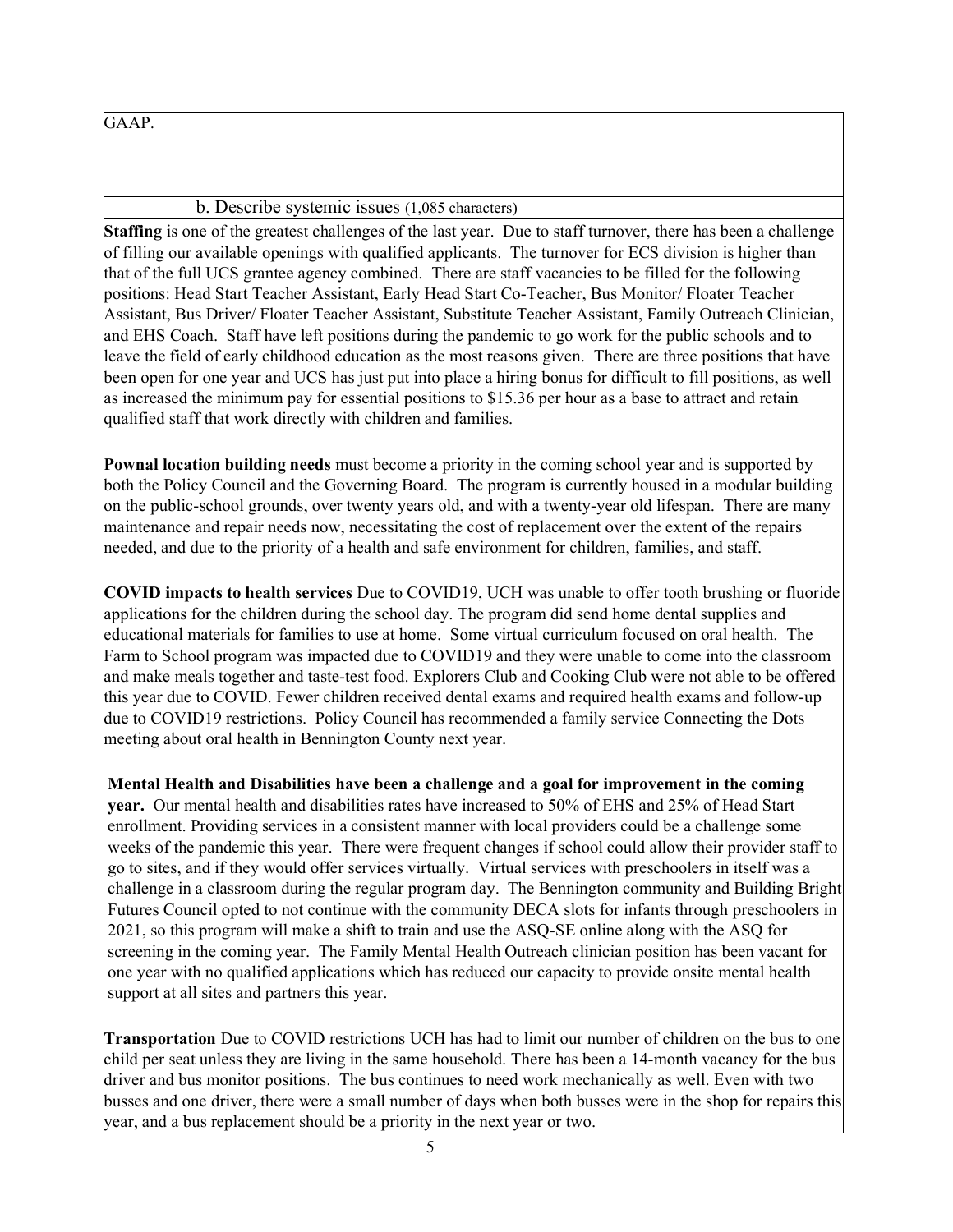GAAP.

b. Describe systemic issues (1,085 characters)

**Staffing** is one of the greatest challenges of the last year. Due to staff turnover, there has been a challenge of filling our available openings with qualified applicants. The turnover for ECS division is higher than that of the full UCS grantee agency combined. There are staff vacancies to be filled for the following positions: Head Start Teacher Assistant, Early Head Start Co-Teacher, Bus Monitor/ Floater Teacher Assistant, Bus Driver/ Floater Teacher Assistant, Substitute Teacher Assistant, Family Outreach Clinician, and EHS Coach. Staff have left positions during the pandemic to go work for the public schools and to leave the field of early childhood education as the most reasons given. There are three positions that have been open for one year and UCS has just put into place a hiring bonus for difficult to fill positions, as well as increased the minimum pay for essential positions to $15.36 per hour as a base to attract and retain qualified staff that work directly with children and families.

**Pownal location building needs** must become a priority in the coming school year and is supported by both the Policy Council and the Governing Board. The program is currently housed in a modular building on the public-school grounds, over twenty years old, and with a twenty-year old lifespan. There are many maintenance and repair needs now, necessitating the cost of replacement over the extent of the repairs needed, and due to the priority of a health and safe environment for children, families, and staff.

**COVID impacts to health services** Due to COVID19, UCH was unable to offer tooth brushing or fluoride applications for the children during the school day. The program did send home dental supplies and educational materials for families to use at home. Some virtual curriculum focused on oral health. The Farm to School program was impacted due to COVID19 and they were unable to come into the classroom and make meals together and taste-test food. Explorers Club and Cooking Club were not able to be offered this year due to COVID. Fewer children received dental exams and required health exams and follow-up due to COVID19 restrictions. Policy Council has recommended a family service Connecting the Dots meeting about oral health in Bennington County next year.

**Mental Health and Disabilities have been a challenge and a goal for improvement in the coming year.** Our mental health and disabilities rates have increased to 50% of EHS and 25% of Head Start enrollment. Providing services in a consistent manner with local providers could be a challenge some weeks of the pandemic this year. There were frequent changes if school could allow their provider staff to go to sites, and if they would offer services virtually. Virtual services with preschoolers in itself was a challenge in a classroom during the regular program day. The Bennington community and Building Bright Futures Council opted to not continue with the community DECA slots for infants through preschoolers in 2021, so this program will make a shift to train and use the ASQ-SE online along with the ASQ for screening in the coming year. The Family Mental Health Outreach clinician position has been vacant for one year with no qualified applications which has reduced our capacity to provide onsite mental health support at all sites and partners this year.

**Transportation** Due to COVID restrictions UCH has had to limit our number of children on the bus to one child per seat unless they are living in the same household. There has been a 14-month vacancy for the bus driver and bus monitor positions. The bus continues to need work mechanically as well. Even with two busses and one driver, there were a small number of days when both busses were in the shop for repairs this year, and a bus replacement should be a priority in the next year or two.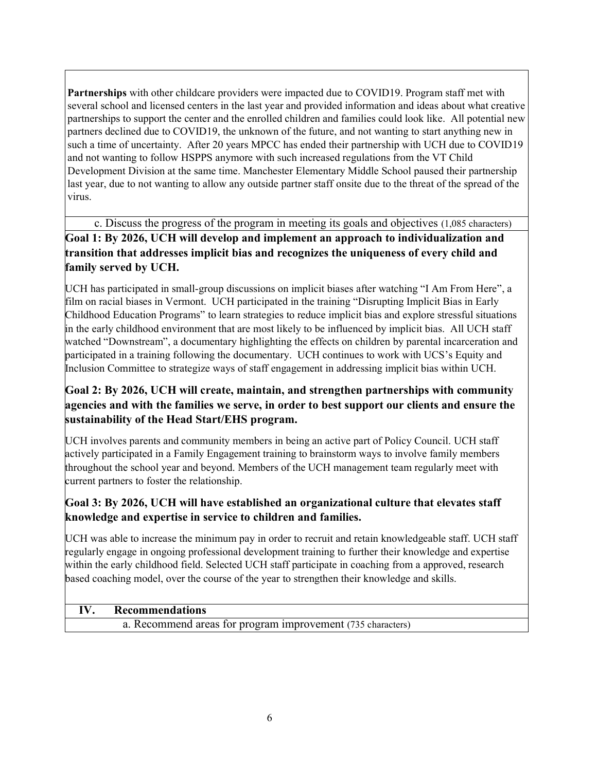**Partnerships** with other childcare providers were impacted due to COVID19. Program staff met with several school and licensed centers in the last year and provided information and ideas about what creative partnerships to support the center and the enrolled children and families could look like. All potential new partners declined due to COVID19, the unknown of the future, and not wanting to start anything new in such a time of uncertainty. After 20 years MPCC has ended their partnership with UCH due to COVID19 and not wanting to follow HSPPS anymore with such increased regulations from the VT Child Development Division at the same time. Manchester Elementary Middle School paused their partnership last year, due to not wanting to allow any outside partner staff onsite due to the threat of the spread of the virus.

c. Discuss the progress of the program in meeting its goals and objectives (1,085 characters)

**Goal 1: By 2026, UCH will develop and implement an approach to individualization and transition that addresses implicit bias and recognizes the uniqueness of every child and family served by UCH.**

UCH has participated in small-group discussions on implicit biases after watching "I Am From Here", a film on racial biases in Vermont. UCH participated in the training "Disrupting Implicit Bias in Early Childhood Education Programs" to learn strategies to reduce implicit bias and explore stressful situations in the early childhood environment that are most likely to be influenced by implicit bias. All UCH staff watched "Downstream", a documentary highlighting the effects on children by parental incarceration and participated in a training following the documentary. UCH continues to work with UCS's Equity and Inclusion Committee to strategize ways of staff engagement in addressing implicit bias within UCH.

**Goal 2: By 2026, UCH will create, maintain, and strengthen partnerships with community agencies and with the families we serve, in order to best support our clients and ensure the sustainability of the Head Start/EHS program.**

UCH involves parents and community members in being an active part of Policy Council. UCH staff actively participated in a Family Engagement training to brainstorm ways to involve family members throughout the school year and beyond. Members of the UCH management team regularly meet with current partners to foster the relationship.

**Goal 3: By 2026, UCH will have established an organizational culture that elevates staff knowledge and expertise in service to children and families.**

UCH was able to increase the minimum pay in order to recruit and retain knowledgeable staff. UCH staff regularly engage in ongoing professional development training to further their knowledge and expertise within the early childhood field. Selected UCH staff participate in coaching from a approved, research based coaching model, over the course of the year to strengthen their knowledge and skills.

## IV. Recommendations

a. Recommend areas for program improvement (735 characters)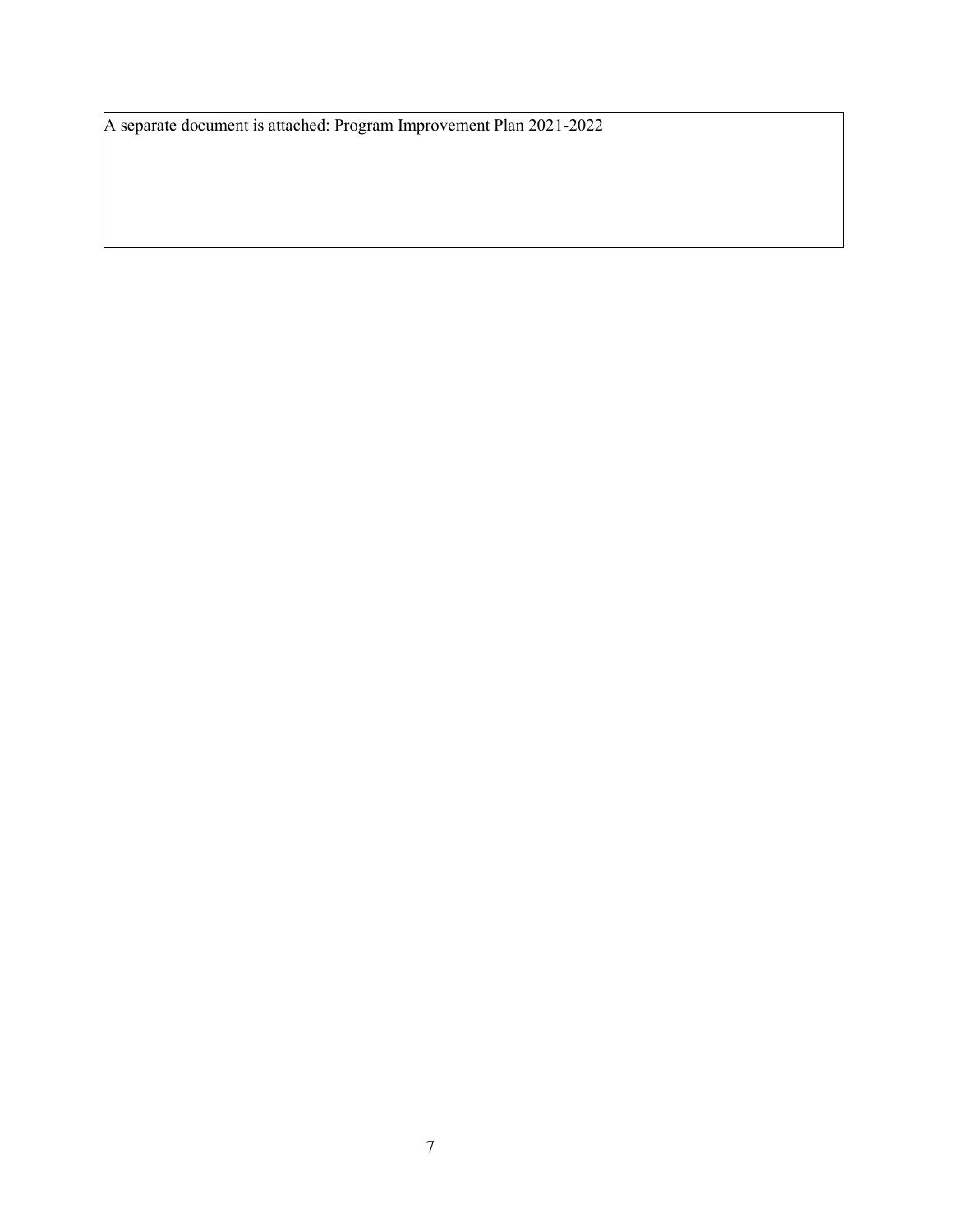| |
|---|
| A separate document is attached: Program Improvement Plan 2021-2022 |